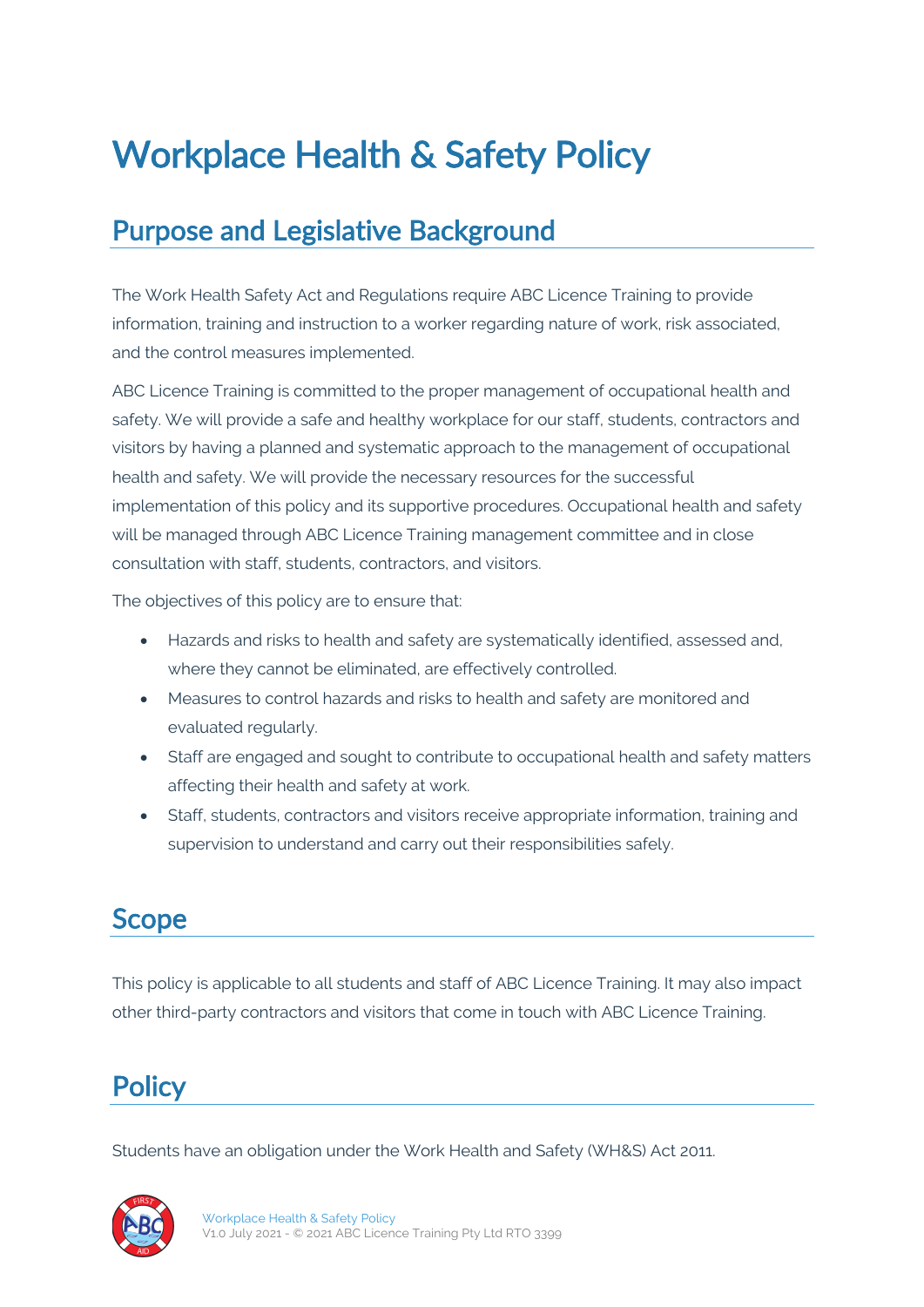# Workplace Health & Safety Policy

## Purpose and Legislative Background

The Work Health Safety Act and Regulations require ABC Licence Training to provide information, training and instruction to a worker regarding nature of work, risk associated, and the control measures implemented.

ABC Licence Training is committed to the proper management of occupational health and safety. We will provide a safe and healthy workplace for our staff, students, contractors and visitors by having a planned and systematic approach to the management of occupational health and safety. We will provide the necessary resources for the successful implementation of this policy and its supportive procedures. Occupational health and safety will be managed through ABC Licence Training management committee and in close consultation with staff, students, contractors, and visitors.

The objectives of this policy are to ensure that:

- Hazards and risks to health and safety are systematically identified, assessed and, where they cannot be eliminated, are effectively controlled.
- Measures to control hazards and risks to health and safety are monitored and evaluated regularly.
- Staff are engaged and sought to contribute to occupational health and safety matters affecting their health and safety at work.
- Staff, students, contractors and visitors receive appropriate information, training and supervision to understand and carry out their responsibilities safely.

## Scope

This policy is applicable to all students and staff of ABC Licence Training. It may also impact other third-party contractors and visitors that come in touch with ABC Licence Training.

## Policy

Students have an obligation under the Work Health and Safety (WH&S) Act 2011.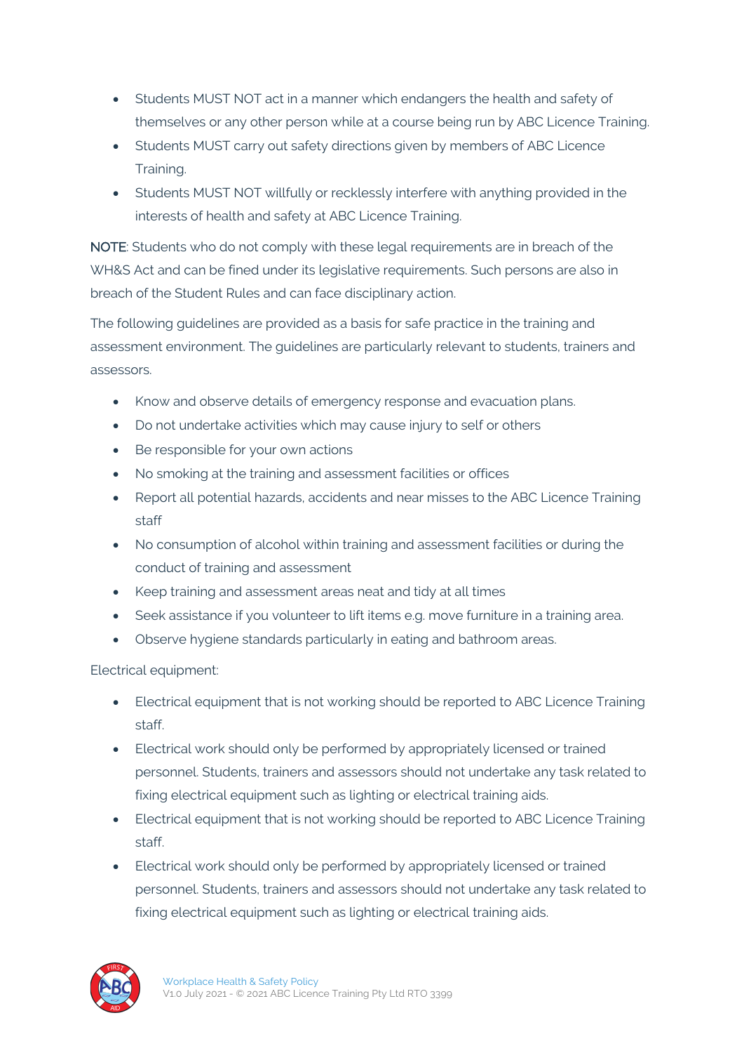- Students MUST NOT act in a manner which endangers the health and safety of themselves or any other person while at a course being run by ABC Licence Training.
- Students MUST carry out safety directions given by members of ABC Licence Training.
- Students MUST NOT willfully or recklessly interfere with anything provided in the interests of health and safety at ABC Licence Training.

NOTE: Students who do not comply with these legal requirements are in breach of the WH&S Act and can be fined under its legislative requirements. Such persons are also in breach of the Student Rules and can face disciplinary action.

The following guidelines are provided as a basis for safe practice in the training and assessment environment. The guidelines are particularly relevant to students, trainers and assessors.

- Know and observe details of emergency response and evacuation plans.
- Do not undertake activities which may cause injury to self or others
- Be responsible for your own actions
- No smoking at the training and assessment facilities or offices
- Report all potential hazards, accidents and near misses to the ABC Licence Training staff
- No consumption of alcohol within training and assessment facilities or during the conduct of training and assessment
- Keep training and assessment areas neat and tidy at all times
- Seek assistance if you volunteer to lift items e.g. move furniture in a training area.
- Observe hygiene standards particularly in eating and bathroom areas.

Electrical equipment:

- Electrical equipment that is not working should be reported to ABC Licence Training staff.
- Electrical work should only be performed by appropriately licensed or trained personnel. Students, trainers and assessors should not undertake any task related to fixing electrical equipment such as lighting or electrical training aids.
- Electrical equipment that is not working should be reported to ABC Licence Training staff.
- Electrical work should only be performed by appropriately licensed or trained personnel. Students, trainers and assessors should not undertake any task related to fixing electrical equipment such as lighting or electrical training aids.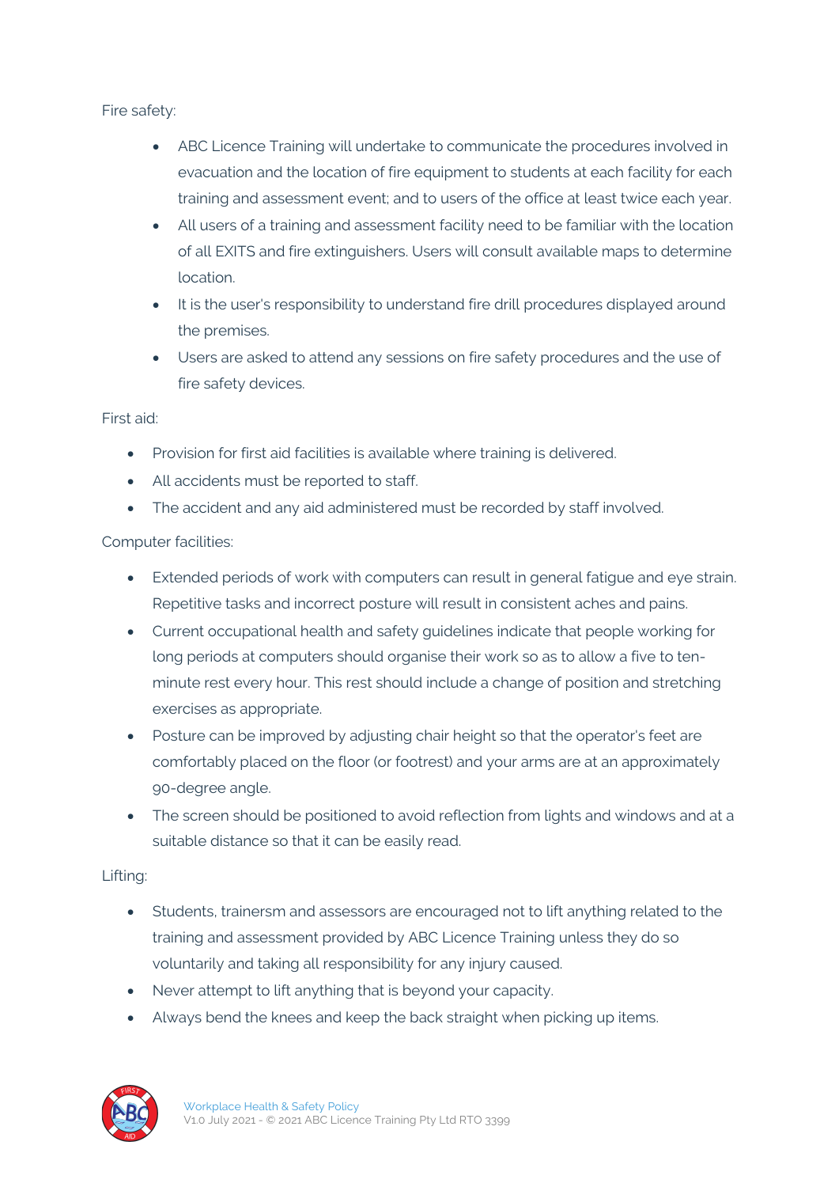Fire safety:

- ABC Licence Training will undertake to communicate the procedures involved in evacuation and the location of fire equipment to students at each facility for each training and assessment event; and to users of the office at least twice each year.
- All users of a training and assessment facility need to be familiar with the location of all EXITS and fire extinguishers. Users will consult available maps to determine location.
- It is the user's responsibility to understand fire drill procedures displayed around the premises.
- Users are asked to attend any sessions on fire safety procedures and the use of fire safety devices.

First aid:

- Provision for first aid facilities is available where training is delivered.
- All accidents must be reported to staff.
- The accident and any aid administered must be recorded by staff involved.

Computer facilities:

- Extended periods of work with computers can result in general fatigue and eye strain. Repetitive tasks and incorrect posture will result in consistent aches and pains.
- Current occupational health and safety guidelines indicate that people working for long periods at computers should organise their work so as to allow a five to ten-minute rest every hour. This rest should include a change of position and stretching exercises as appropriate.
- Posture can be improved by adjusting chair height so that the operator's feet are comfortably placed on the floor (or footrest) and your arms are at an approximately 90-degree angle.
- The screen should be positioned to avoid reflection from lights and windows and at a suitable distance so that it can be easily read.

Lifting:

- Students, trainersm and assessors are encouraged not to lift anything related to the training and assessment provided by ABC Licence Training unless they do so voluntarily and taking all responsibility for any injury caused.
- Never attempt to lift anything that is beyond your capacity.
- Always bend the knees and keep the back straight when picking up items.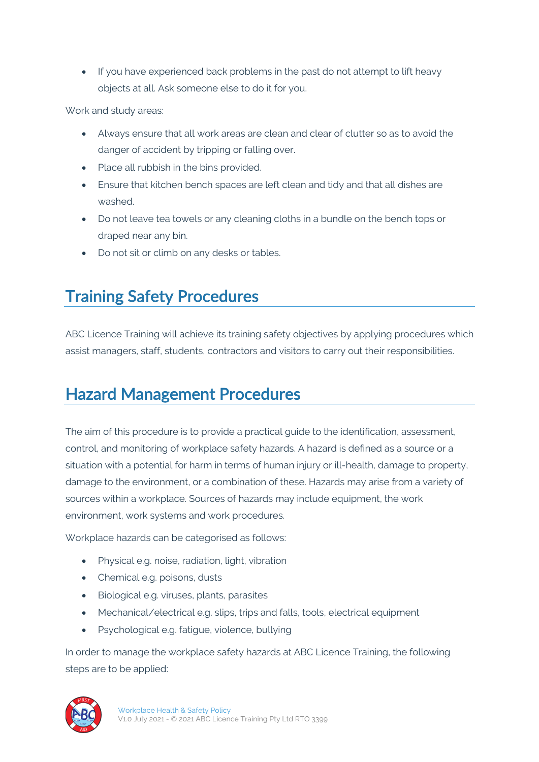- If you have experienced back problems in the past do not attempt to lift heavy objects at all. Ask someone else to do it for you.

Work and study areas:

- Always ensure that all work areas are clean and clear of clutter so as to avoid the danger of accident by tripping or falling over.
- Place all rubbish in the bins provided.
- Ensure that kitchen bench spaces are left clean and tidy and that all dishes are washed.
- Do not leave tea towels or any cleaning cloths in a bundle on the bench tops or draped near any bin.
- Do not sit or climb on any desks or tables.

## Training Safety Procedures

ABC Licence Training will achieve its training safety objectives by applying procedures which assist managers, staff, students, contractors and visitors to carry out their responsibilities.

## Hazard Management Procedures

The aim of this procedure is to provide a practical guide to the identification, assessment, control, and monitoring of workplace safety hazards. A hazard is defined as a source or a situation with a potential for harm in terms of human injury or ill-health, damage to property, damage to the environment, or a combination of these. Hazards may arise from a variety of sources within a workplace. Sources of hazards may include equipment, the work environment, work systems and work procedures.

Workplace hazards can be categorised as follows:

- Physical e.g. noise, radiation, light, vibration
- Chemical e.g. poisons, dusts
- Biological e.g. viruses, plants, parasites
- Mechanical/electrical e.g. slips, trips and falls, tools, electrical equipment
- Psychological e.g. fatigue, violence, bullying

In order to manage the workplace safety hazards at ABC Licence Training, the following steps are to be applied: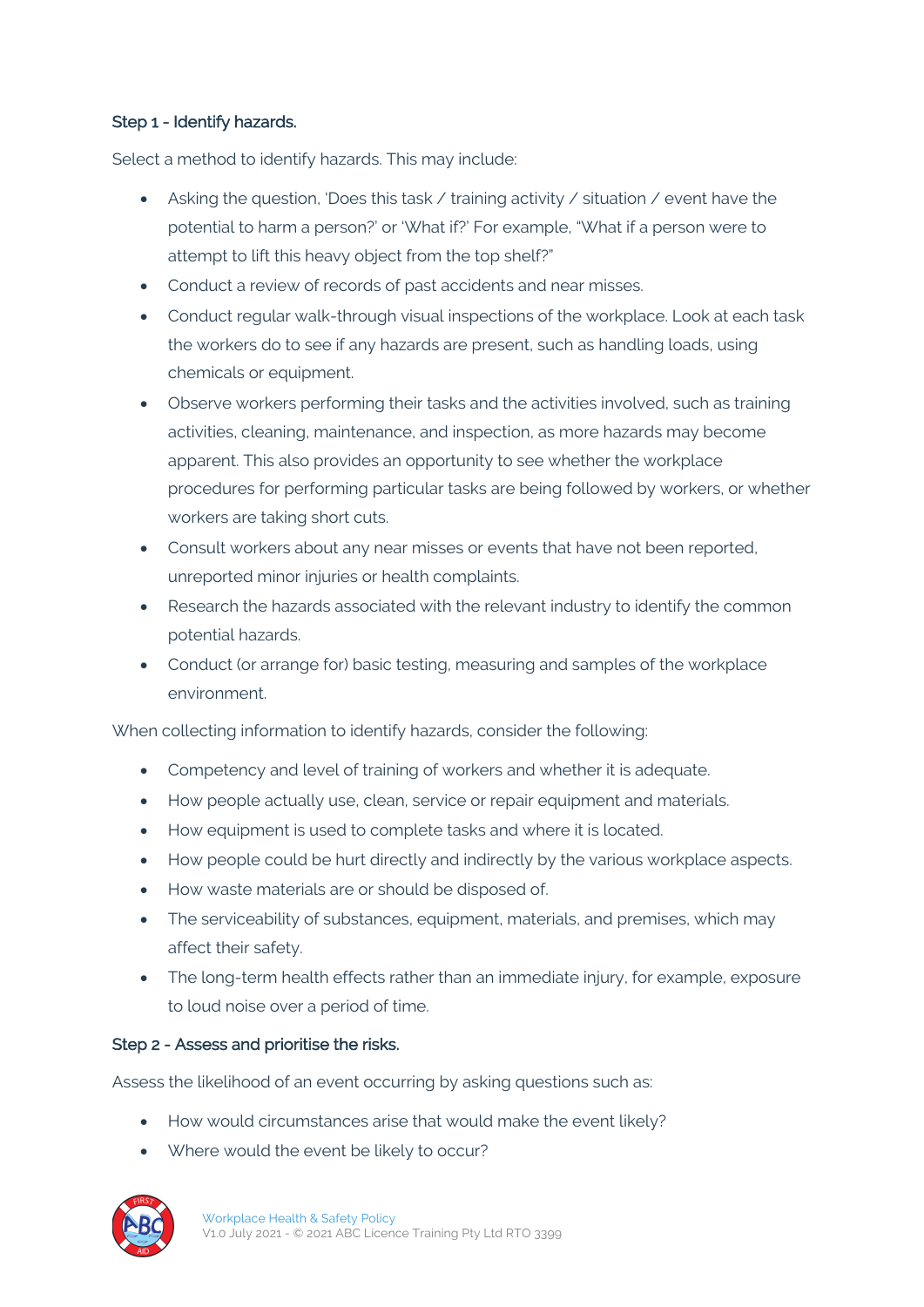### Step 1 - Identify hazards.

Select a method to identify hazards. This may include:

- Asking the question, 'Does this task / training activity / situation / event have the potential to harm a person?' or 'What if?' For example, "What if a person were to attempt to lift this heavy object from the top shelf?"
- Conduct a review of records of past accidents and near misses.
- Conduct regular walk-through visual inspections of the workplace. Look at each task the workers do to see if any hazards are present, such as handling loads, using chemicals or equipment.
- Observe workers performing their tasks and the activities involved, such as training activities, cleaning, maintenance, and inspection, as more hazards may become apparent. This also provides an opportunity to see whether the workplace procedures for performing particular tasks are being followed by workers, or whether workers are taking short cuts.
- Consult workers about any near misses or events that have not been reported, unreported minor injuries or health complaints.
- Research the hazards associated with the relevant industry to identify the common potential hazards.
- Conduct (or arrange for) basic testing, measuring and samples of the workplace environment.

When collecting information to identify hazards, consider the following:

- Competency and level of training of workers and whether it is adequate.
- How people actually use, clean, service or repair equipment and materials.
- How equipment is used to complete tasks and where it is located.
- How people could be hurt directly and indirectly by the various workplace aspects.
- How waste materials are or should be disposed of.
- The serviceability of substances, equipment, materials, and premises, which may affect their safety.
- The long-term health effects rather than an immediate injury, for example, exposure to loud noise over a period of time.

### Step 2 - Assess and prioritise the risks.

Assess the likelihood of an event occurring by asking questions such as:

- How would circumstances arise that would make the event likely?
- Where would the event be likely to occur?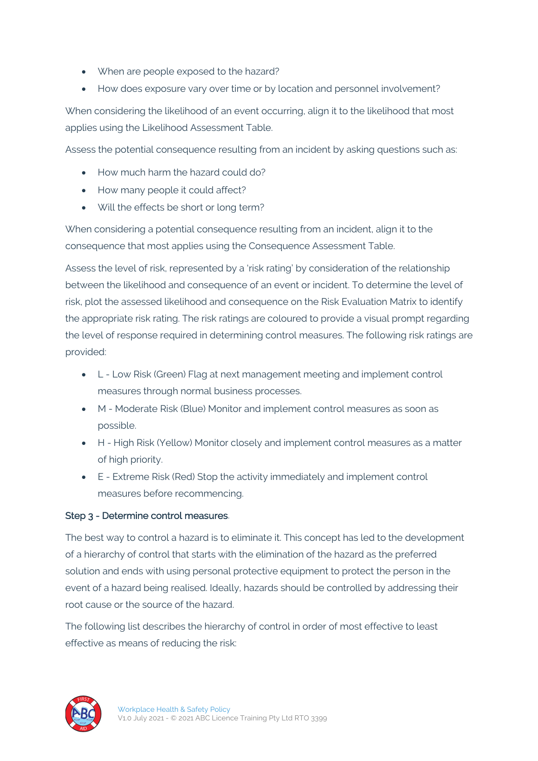- When are people exposed to the hazard?
- How does exposure vary over time or by location and personnel involvement?

When considering the likelihood of an event occurring, align it to the likelihood that most applies using the Likelihood Assessment Table.

Assess the potential consequence resulting from an incident by asking questions such as:

- How much harm the hazard could do?
- How many people it could affect?
- Will the effects be short or long term?

When considering a potential consequence resulting from an incident, align it to the consequence that most applies using the Consequence Assessment Table.

Assess the level of risk, represented by a 'risk rating' by consideration of the relationship between the likelihood and consequence of an event or incident. To determine the level of risk, plot the assessed likelihood and consequence on the Risk Evaluation Matrix to identify the appropriate risk rating. The risk ratings are coloured to provide a visual prompt regarding the level of response required in determining control measures. The following risk ratings are provided:

- L - Low Risk (Green) Flag at next management meeting and implement control measures through normal business processes.
- M - Moderate Risk (Blue) Monitor and implement control measures as soon as possible.
- H - High Risk (Yellow) Monitor closely and implement control measures as a matter of high priority.
- E - Extreme Risk (Red) Stop the activity immediately and implement control measures before recommencing.

### Step 3 - Determine control measures.

The best way to control a hazard is to eliminate it. This concept has led to the development of a hierarchy of control that starts with the elimination of the hazard as the preferred solution and ends with using personal protective equipment to protect the person in the event of a hazard being realised. Ideally, hazards should be controlled by addressing their root cause or the source of the hazard.

The following list describes the hierarchy of control in order of most effective to least effective as means of reducing the risk: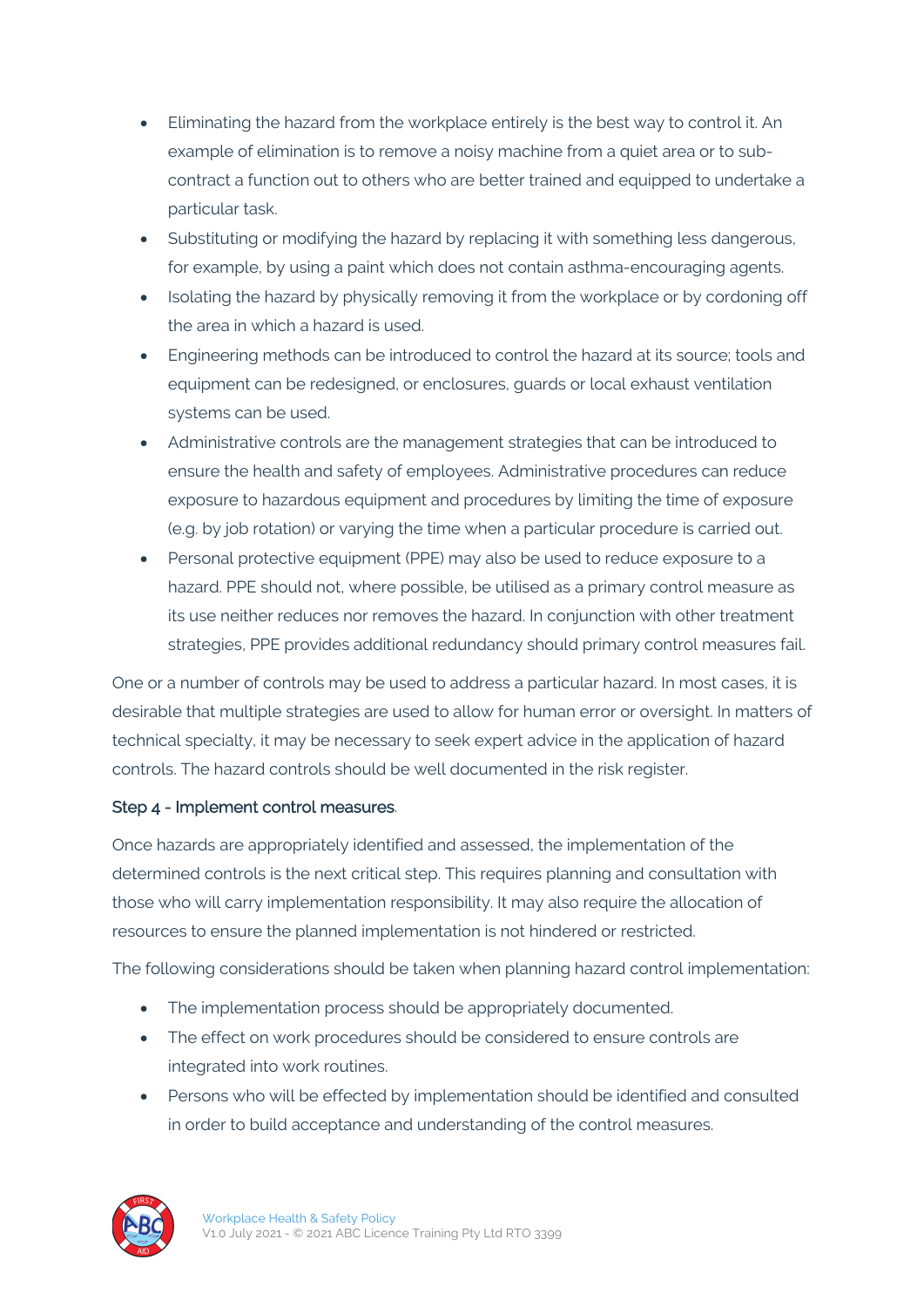- Eliminating the hazard from the workplace entirely is the best way to control it. An example of elimination is to remove a noisy machine from a quiet area or to sub-contract a function out to others who are better trained and equipped to undertake a particular task.
- Substituting or modifying the hazard by replacing it with something less dangerous, for example, by using a paint which does not contain asthma-encouraging agents.
- Isolating the hazard by physically removing it from the workplace or by cordoning off the area in which a hazard is used.
- Engineering methods can be introduced to control the hazard at its source; tools and equipment can be redesigned, or enclosures, guards or local exhaust ventilation systems can be used.
- Administrative controls are the management strategies that can be introduced to ensure the health and safety of employees. Administrative procedures can reduce exposure to hazardous equipment and procedures by limiting the time of exposure (e.g. by job rotation) or varying the time when a particular procedure is carried out.
- Personal protective equipment (PPE) may also be used to reduce exposure to a hazard. PPE should not, where possible, be utilised as a primary control measure as its use neither reduces nor removes the hazard. In conjunction with other treatment strategies, PPE provides additional redundancy should primary control measures fail.

One or a number of controls may be used to address a particular hazard. In most cases, it is desirable that multiple strategies are used to allow for human error or oversight. In matters of technical specialty, it may be necessary to seek expert advice in the application of hazard controls. The hazard controls should be well documented in the risk register.

### Step 4 - Implement control measures.

Once hazards are appropriately identified and assessed, the implementation of the determined controls is the next critical step. This requires planning and consultation with those who will carry implementation responsibility. It may also require the allocation of resources to ensure the planned implementation is not hindered or restricted.

The following considerations should be taken when planning hazard control implementation:

- The implementation process should be appropriately documented.
- The effect on work procedures should be considered to ensure controls are integrated into work routines.
- Persons who will be effected by implementation should be identified and consulted in order to build acceptance and understanding of the control measures.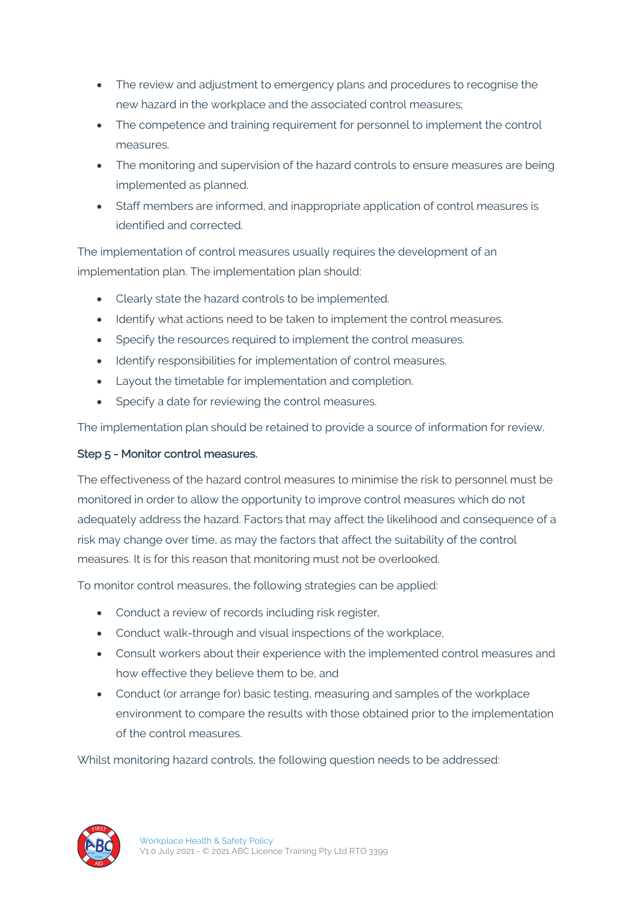- The review and adjustment to emergency plans and procedures to recognise the new hazard in the workplace and the associated control measures;
- The competence and training requirement for personnel to implement the control measures.
- The monitoring and supervision of the hazard controls to ensure measures are being implemented as planned.
- Staff members are informed, and inappropriate application of control measures is identified and corrected.

The implementation of control measures usually requires the development of an implementation plan. The implementation plan should:

- Clearly state the hazard controls to be implemented.
- Identify what actions need to be taken to implement the control measures.
- Specify the resources required to implement the control measures.
- Identify responsibilities for implementation of control measures.
- Layout the timetable for implementation and completion.
- Specify a date for reviewing the control measures.

The implementation plan should be retained to provide a source of information for review.

### Step 5 - Monitor control measures.

The effectiveness of the hazard control measures to minimise the risk to personnel must be monitored in order to allow the opportunity to improve control measures which do not adequately address the hazard. Factors that may affect the likelihood and consequence of a risk may change over time, as may the factors that affect the suitability of the control measures. It is for this reason that monitoring must not be overlooked.

To monitor control measures, the following strategies can be applied:

- Conduct a review of records including risk register,
- Conduct walk-through and visual inspections of the workplace,
- Consult workers about their experience with the implemented control measures and how effective they believe them to be, and
- Conduct (or arrange for) basic testing, measuring and samples of the workplace environment to compare the results with those obtained prior to the implementation of the control measures.

Whilst monitoring hazard controls, the following question needs to be addressed: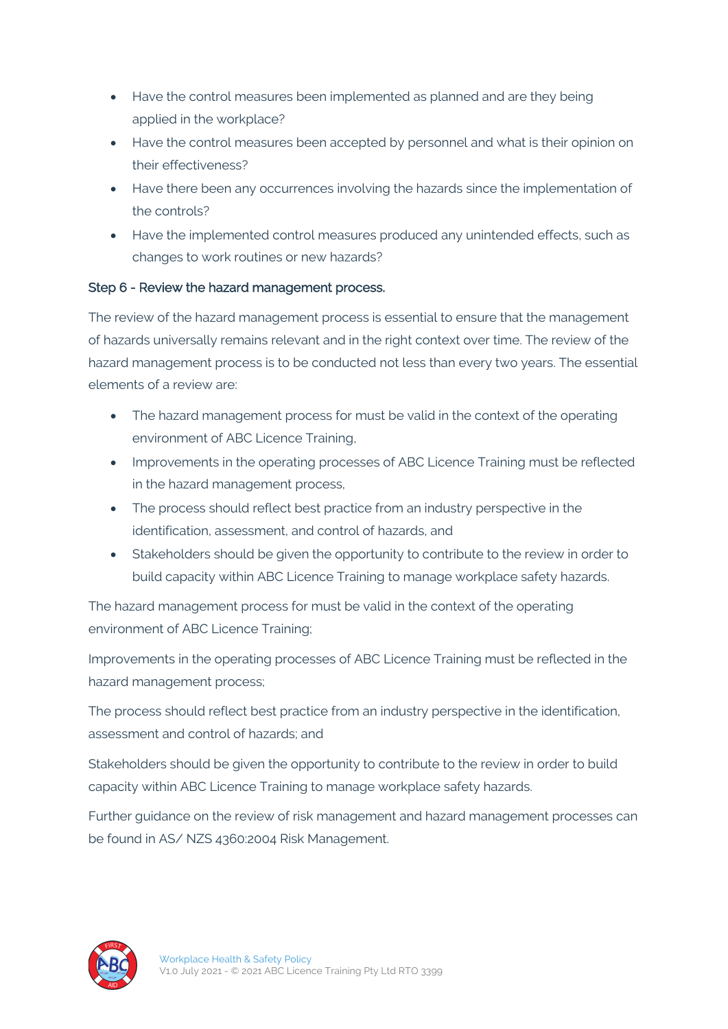- Have the control measures been implemented as planned and are they being applied in the workplace?
- Have the control measures been accepted by personnel and what is their opinion on their effectiveness?
- Have there been any occurrences involving the hazards since the implementation of the controls?
- Have the implemented control measures produced any unintended effects, such as changes to work routines or new hazards?

### Step 6 - Review the hazard management process.

The review of the hazard management process is essential to ensure that the management of hazards universally remains relevant and in the right context over time. The review of the hazard management process is to be conducted not less than every two years. The essential elements of a review are:

- The hazard management process for must be valid in the context of the operating environment of ABC Licence Training,
- Improvements in the operating processes of ABC Licence Training must be reflected in the hazard management process,
- The process should reflect best practice from an industry perspective in the identification, assessment, and control of hazards, and
- Stakeholders should be given the opportunity to contribute to the review in order to build capacity within ABC Licence Training to manage workplace safety hazards.

The hazard management process for must be valid in the context of the operating environment of ABC Licence Training;

Improvements in the operating processes of ABC Licence Training must be reflected in the hazard management process;

The process should reflect best practice from an industry perspective in the identification, assessment and control of hazards; and

Stakeholders should be given the opportunity to contribute to the review in order to build capacity within ABC Licence Training to manage workplace safety hazards.

Further guidance on the review of risk management and hazard management processes can be found in AS/ NZS 4360:2004 Risk Management.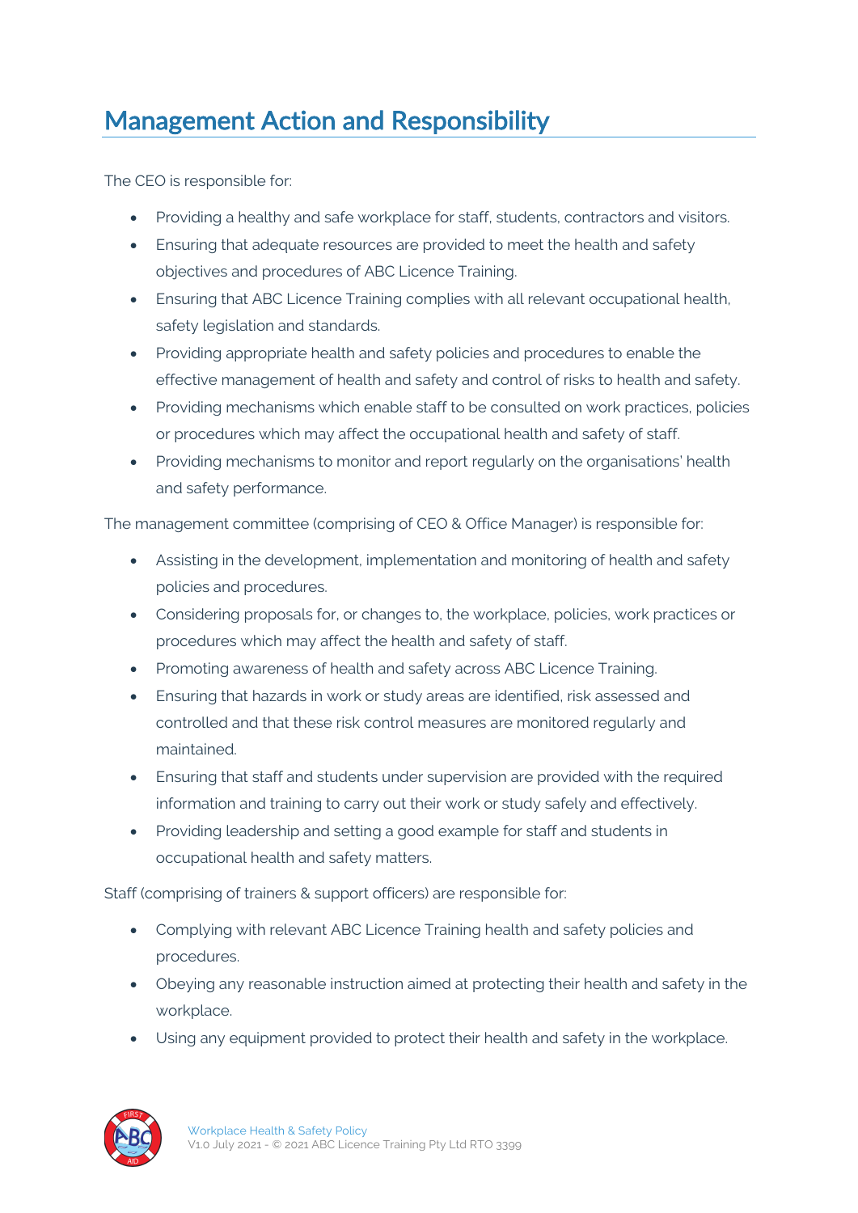## Management Action and Responsibility

The CEO is responsible for:

- Providing a healthy and safe workplace for staff, students, contractors and visitors.
- Ensuring that adequate resources are provided to meet the health and safety objectives and procedures of ABC Licence Training.
- Ensuring that ABC Licence Training complies with all relevant occupational health, safety legislation and standards.
- Providing appropriate health and safety policies and procedures to enable the effective management of health and safety and control of risks to health and safety.
- Providing mechanisms which enable staff to be consulted on work practices, policies or procedures which may affect the occupational health and safety of staff.
- Providing mechanisms to monitor and report regularly on the organisations' health and safety performance.

The management committee (comprising of CEO & Office Manager) is responsible for:

- Assisting in the development, implementation and monitoring of health and safety policies and procedures.
- Considering proposals for, or changes to, the workplace, policies, work practices or procedures which may affect the health and safety of staff.
- Promoting awareness of health and safety across ABC Licence Training.
- Ensuring that hazards in work or study areas are identified, risk assessed and controlled and that these risk control measures are monitored regularly and maintained.
- Ensuring that staff and students under supervision are provided with the required information and training to carry out their work or study safely and effectively.
- Providing leadership and setting a good example for staff and students in occupational health and safety matters.

Staff (comprising of trainers & support officers) are responsible for:

- Complying with relevant ABC Licence Training health and safety policies and procedures.
- Obeying any reasonable instruction aimed at protecting their health and safety in the workplace.
- Using any equipment provided to protect their health and safety in the workplace.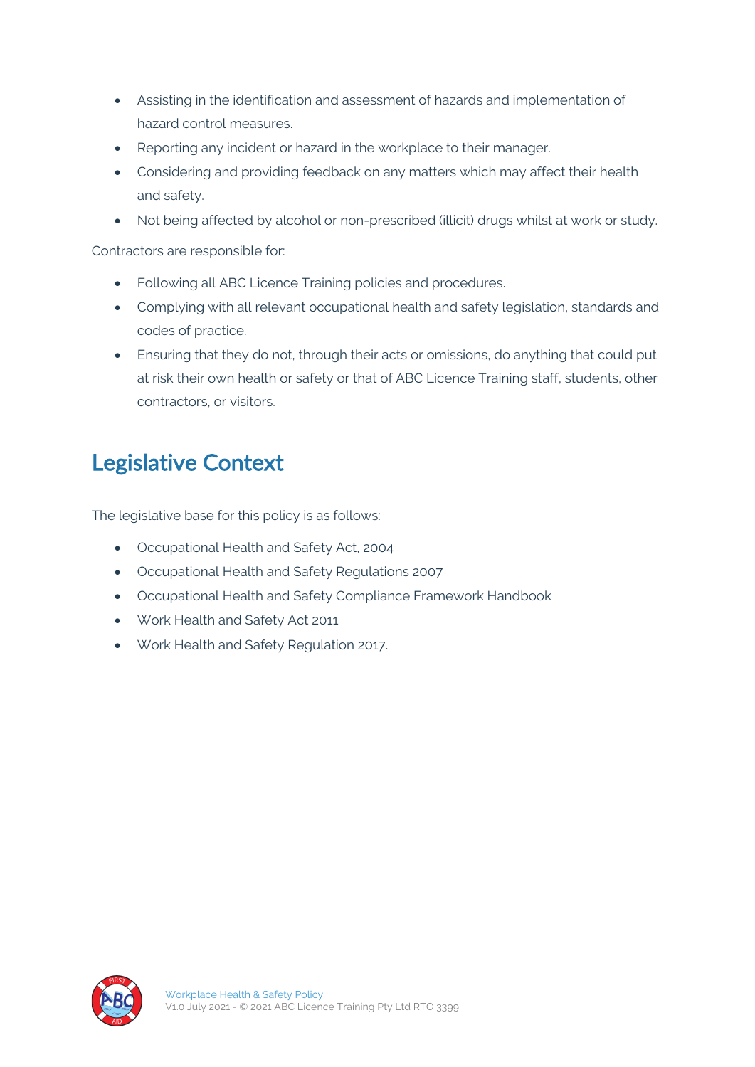- Assisting in the identification and assessment of hazards and implementation of hazard control measures.
- Reporting any incident or hazard in the workplace to their manager.
- Considering and providing feedback on any matters which may affect their health and safety.
- Not being affected by alcohol or non-prescribed (illicit) drugs whilst at work or study.

Contractors are responsible for:

- Following all ABC Licence Training policies and procedures.
- Complying with all relevant occupational health and safety legislation, standards and codes of practice.
- Ensuring that they do not, through their acts or omissions, do anything that could put at risk their own health or safety or that of ABC Licence Training staff, students, other contractors, or visitors.

## Legislative Context

The legislative base for this policy is as follows:

- Occupational Health and Safety Act, 2004
- Occupational Health and Safety Regulations 2007
- Occupational Health and Safety Compliance Framework Handbook
- Work Health and Safety Act 2011
- Work Health and Safety Regulation 2017.